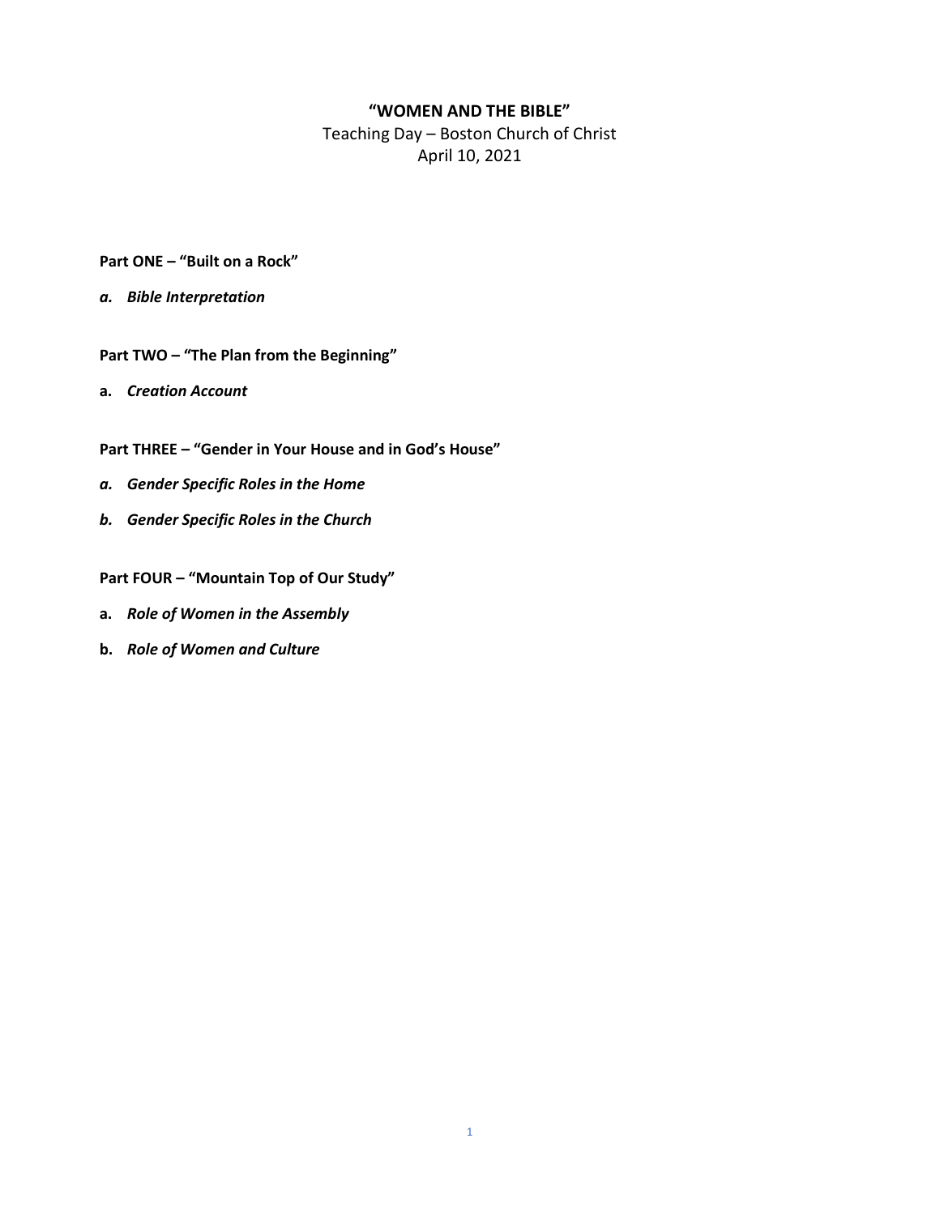# **"WOMEN AND THE BIBLE"**

Teaching Day – Boston Church of Christ
April 10, 2021

**Part ONE – "Built on a Rock"**

***a. Bible Interpretation***

**Part TWO – "The Plan from the Beginning"**

**a.** ***Creation Account***

**Part THREE – "Gender in Your House and in God's House"**

***a. Gender Specific Roles in the Home***

***b. Gender Specific Roles in the Church***

**Part FOUR – "Mountain Top of Our Study"**

**a.** ***Role of Women in the Assembly***

**b.** ***Role of Women and Culture***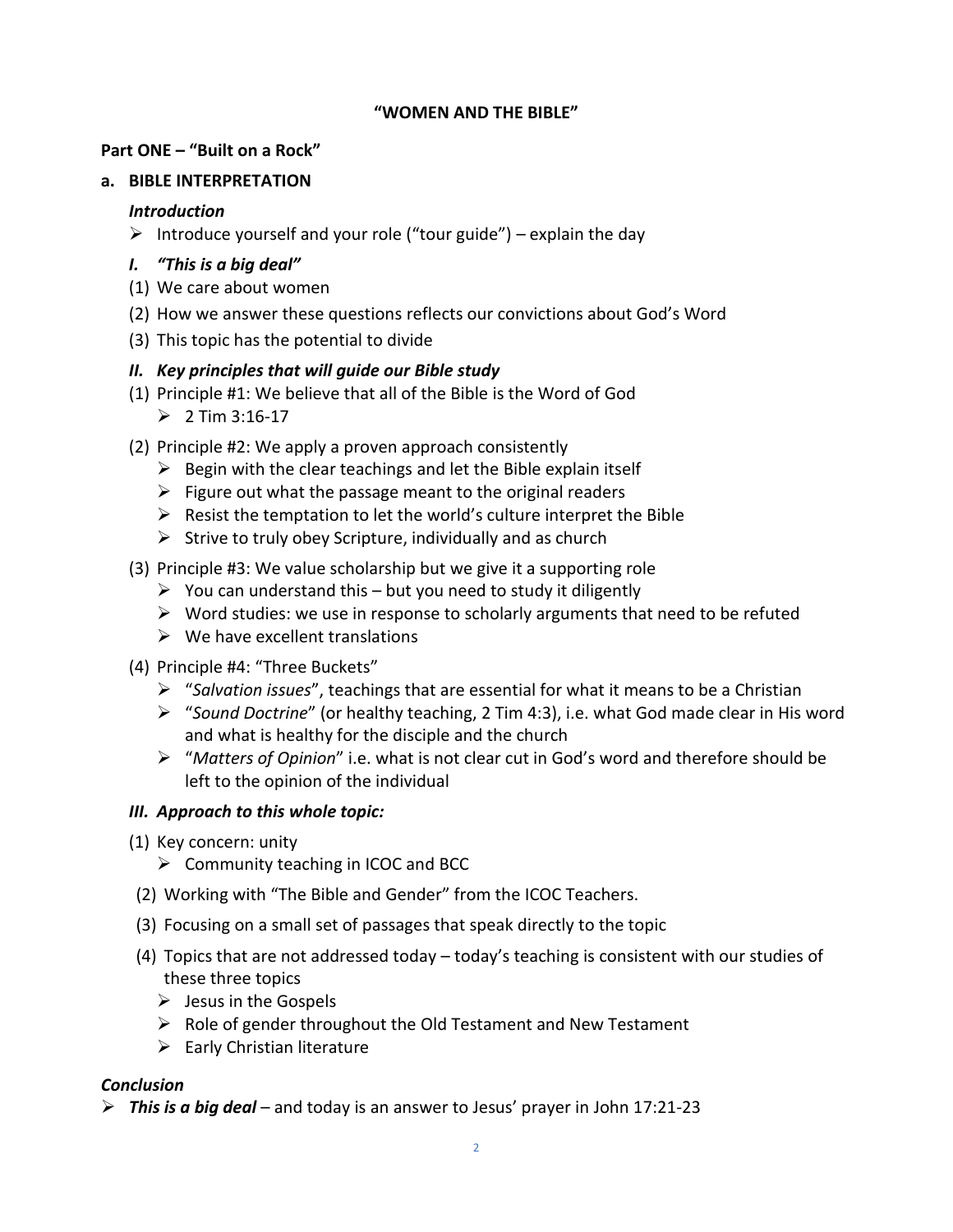**"WOMEN AND THE BIBLE"**

**Part ONE – "Built on a Rock"**

**a. BIBLE INTERPRETATION**

***Introduction***

- Introduce yourself and your role ("tour guide") – explain the day

***I. "This is a big deal"***

(1) We care about women

(2) How we answer these questions reflects our convictions about God's Word

(3) This topic has the potential to divide

***II. Key principles that will guide our Bible study***

(1) Principle #1: We believe that all of the Bible is the Word of God
   - 2 Tim 3:16-17

(2) Principle #2: We apply a proven approach consistently
   - Begin with the clear teachings and let the Bible explain itself
   - Figure out what the passage meant to the original readers
   - Resist the temptation to let the world's culture interpret the Bible
   - Strive to truly obey Scripture, individually and as church

(3) Principle #3: We value scholarship but we give it a supporting role
   - You can understand this – but you need to study it diligently
   - Word studies: we use in response to scholarly arguments that need to be refuted
   - We have excellent translations

(4) Principle #4: "Three Buckets"
   - "*Salvation issues*", teachings that are essential for what it means to be a Christian
   - "*Sound Doctrine*" (or healthy teaching, 2 Tim 4:3), i.e. what God made clear in His word and what is healthy for the disciple and the church
   - "*Matters of Opinion*" i.e. what is not clear cut in God's word and therefore should be left to the opinion of the individual

***III. Approach to this whole topic:***

(1) Key concern: unity
   - Community teaching in ICOC and BCC

(2) Working with "The Bible and Gender" from the ICOC Teachers.

(3) Focusing on a small set of passages that speak directly to the topic

(4) Topics that are not addressed today – today's teaching is consistent with our studies of these three topics
   - Jesus in the Gospels
   - Role of gender throughout the Old Testament and New Testament
   - Early Christian literature

***Conclusion***

- ***This is a big deal*** – and today is an answer to Jesus' prayer in John 17:21-23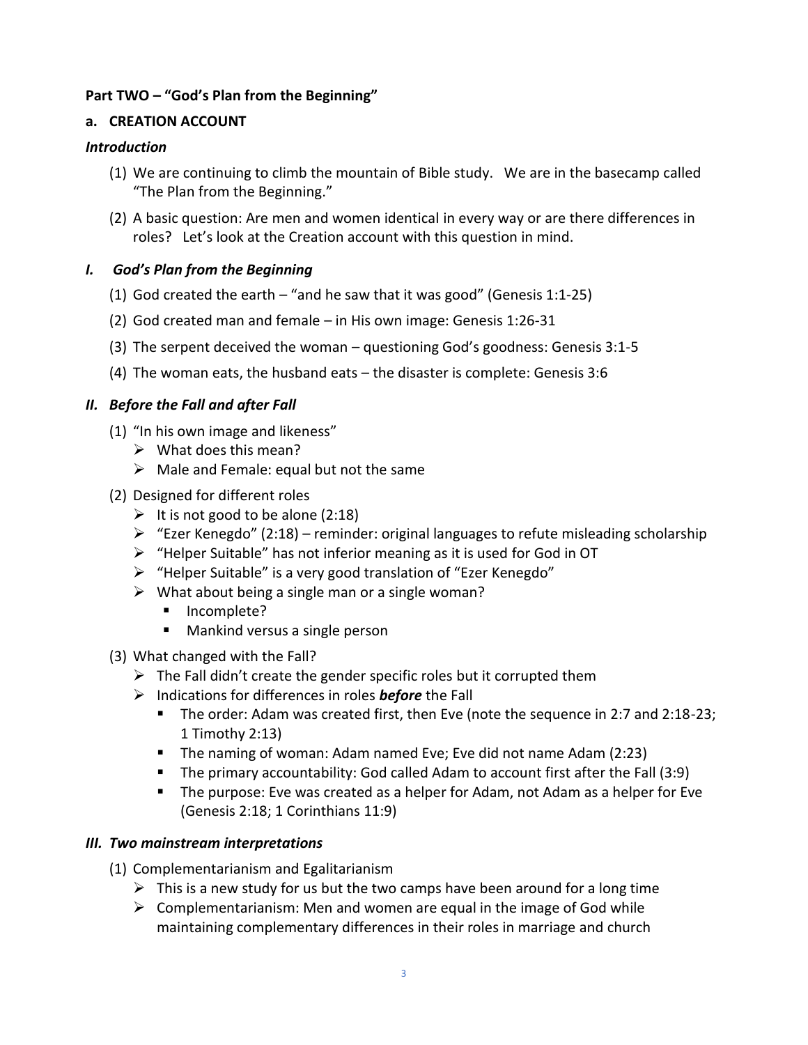**Part TWO – "God's Plan from the Beginning"**

**a. CREATION ACCOUNT**

***Introduction***

(1) We are continuing to climb the mountain of Bible study. We are in the basecamp called "The Plan from the Beginning."

(2) A basic question: Are men and women identical in every way or are there differences in roles? Let's look at the Creation account with this question in mind.

### *I. God's Plan from the Beginning*

(1) God created the earth – "and he saw that it was good" (Genesis 1:1-25)

(2) God created man and female – in His own image: Genesis 1:26-31

(3) The serpent deceived the woman – questioning God's goodness: Genesis 3:1-5

(4) The woman eats, the husband eats – the disaster is complete: Genesis 3:6

### *II. Before the Fall and after Fall*

(1) "In his own image and likeness"
- What does this mean?
- Male and Female: equal but not the same

(2) Designed for different roles
- It is not good to be alone (2:18)
- "Ezer Kenegdo" (2:18) – reminder: original languages to refute misleading scholarship
- "Helper Suitable" has not inferior meaning as it is used for God in OT
- "Helper Suitable" is a very good translation of "Ezer Kenegdo"
- What about being a single man or a single woman?
  - Incomplete?
  - Mankind versus a single person

(3) What changed with the Fall?
- The Fall didn't create the gender specific roles but it corrupted them
- Indications for differences in roles ***before*** the Fall
  - The order: Adam was created first, then Eve (note the sequence in 2:7 and 2:18-23; 1 Timothy 2:13)
  - The naming of woman: Adam named Eve; Eve did not name Adam (2:23)
  - The primary accountability: God called Adam to account first after the Fall (3:9)
  - The purpose: Eve was created as a helper for Adam, not Adam as a helper for Eve (Genesis 2:18; 1 Corinthians 11:9)

### *III. Two mainstream interpretations*

(1) Complementarianism and Egalitarianism
- This is a new study for us but the two camps have been around for a long time
- Complementarianism: Men and women are equal in the image of God while maintaining complementary differences in their roles in marriage and church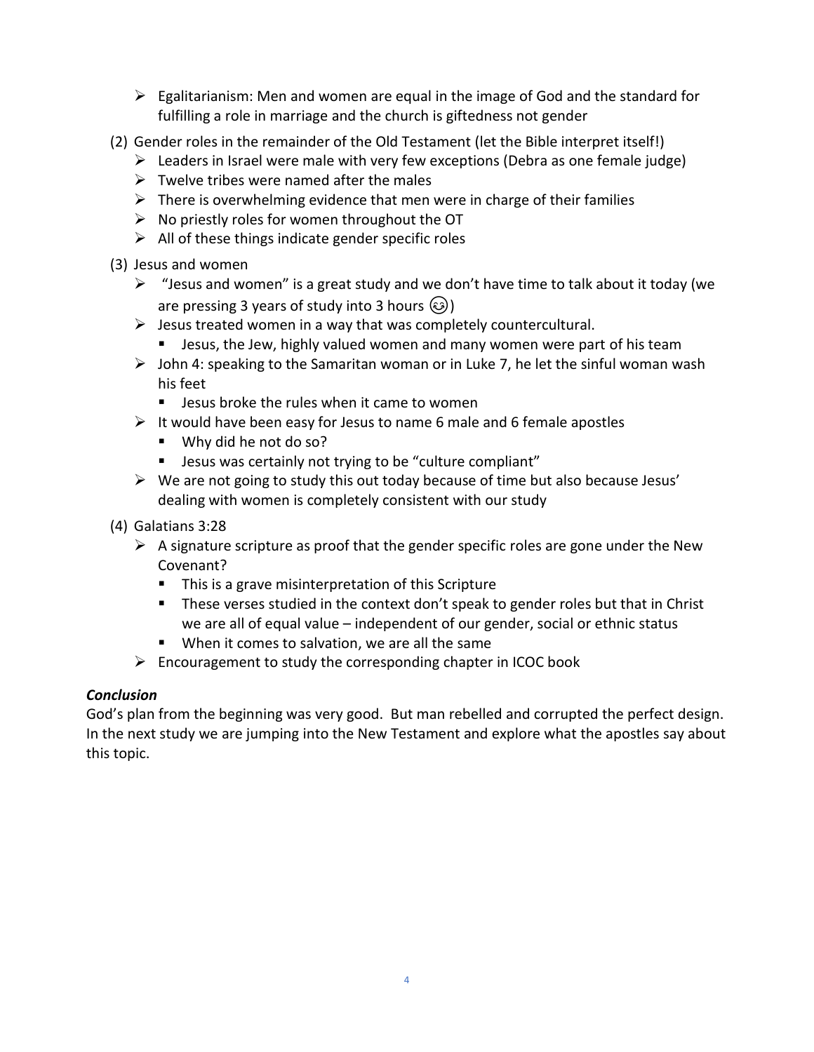- Egalitarianism: Men and women are equal in the image of God and the standard for fulfilling a role in marriage and the church is giftedness not gender

(2) Gender roles in the remainder of the Old Testament (let the Bible interpret itself!)
- Leaders in Israel were male with very few exceptions (Debra as one female judge)
- Twelve tribes were named after the males
- There is overwhelming evidence that men were in charge of their families
- No priestly roles for women throughout the OT
- All of these things indicate gender specific roles

(3) Jesus and women
- "Jesus and women" is a great study and we don't have time to talk about it today (we are pressing 3 years of study into 3 hours 😉)
- Jesus treated women in a way that was completely countercultural.
  - Jesus, the Jew, highly valued women and many women were part of his team
- John 4: speaking to the Samaritan woman or in Luke 7, he let the sinful woman wash his feet
  - Jesus broke the rules when it came to women
- It would have been easy for Jesus to name 6 male and 6 female apostles
  - Why did he not do so?
  - Jesus was certainly not trying to be "culture compliant"
- We are not going to study this out today because of time but also because Jesus' dealing with women is completely consistent with our study

(4) Galatians 3:28
- A signature scripture as proof that the gender specific roles are gone under the New Covenant?
  - This is a grave misinterpretation of this Scripture
  - These verses studied in the context don't speak to gender roles but that in Christ we are all of equal value – independent of our gender, social or ethnic status
  - When it comes to salvation, we are all the same
- Encouragement to study the corresponding chapter in ICOC book

***Conclusion***

God's plan from the beginning was very good. But man rebelled and corrupted the perfect design. In the next study we are jumping into the New Testament and explore what the apostles say about this topic.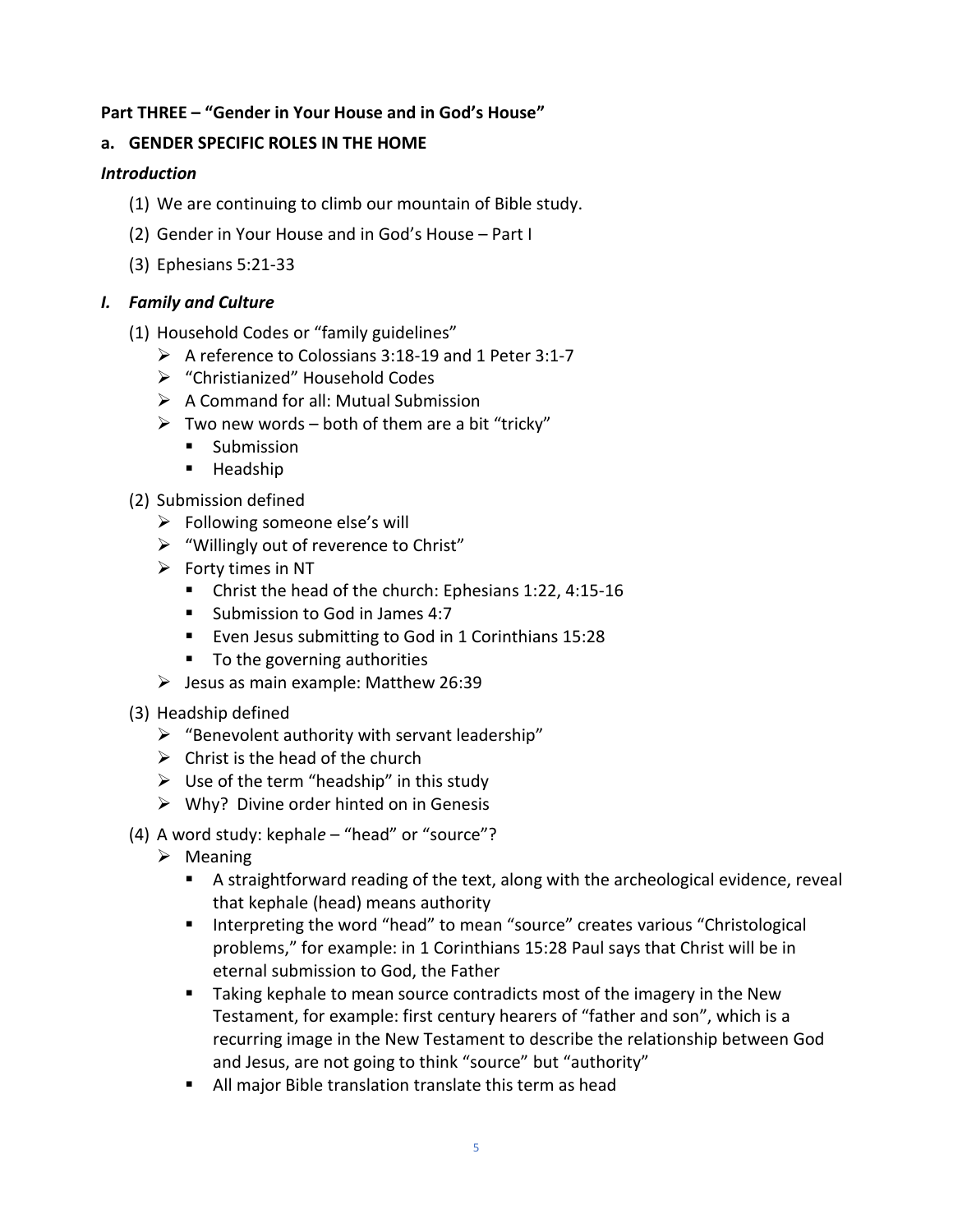**Part THREE – "Gender in Your House and in God's House"**

**a. GENDER SPECIFIC ROLES IN THE HOME**

***Introduction***

(1) We are continuing to climb our mountain of Bible study.

(2) Gender in Your House and in God's House – Part I

(3) Ephesians 5:21-33

## *I. Family and Culture*

(1) Household Codes or "family guidelines"
- A reference to Colossians 3:18-19 and 1 Peter 3:1-7
- "Christianized" Household Codes
- A Command for all: Mutual Submission
- Two new words – both of them are a bit "tricky"
  - Submission
  - Headship

(2) Submission defined
- Following someone else's will
- "Willingly out of reverence to Christ"
- Forty times in NT
  - Christ the head of the church: Ephesians 1:22, 4:15-16
  - Submission to God in James 4:7
  - Even Jesus submitting to God in 1 Corinthians 15:28
  - To the governing authorities
- Jesus as main example: Matthew 26:39

(3) Headship defined
- "Benevolent authority with servant leadership"
- Christ is the head of the church
- Use of the term "headship" in this study
- Why? Divine order hinted on in Genesis

(4) A word study: kephal*e* – "head" or "source"?
- Meaning
  - A straightforward reading of the text, along with the archeological evidence, reveal that kephale (head) means authority
  - Interpreting the word "head" to mean "source" creates various "Christological problems," for example: in 1 Corinthians 15:28 Paul says that Christ will be in eternal submission to God, the Father
  - Taking kephale to mean source contradicts most of the imagery in the New Testament, for example: first century hearers of "father and son", which is a recurring image in the New Testament to describe the relationship between God and Jesus, are not going to think "source" but "authority"
  - All major Bible translation translate this term as head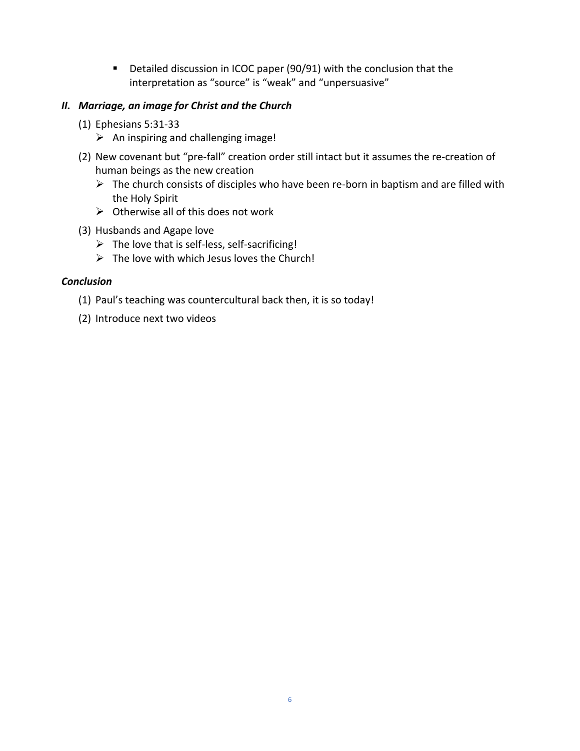- Detailed discussion in ICOC paper (90/91) with the conclusion that the interpretation as "source" is "weak" and "unpersuasive"

### *II. Marriage, an image for Christ and the Church*

(1) Ephesians 5:31-33
   - An inspiring and challenging image!

(2) New covenant but "pre-fall" creation order still intact but it assumes the re-creation of human beings as the new creation
   - The church consists of disciples who have been re-born in baptism and are filled with the Holy Spirit
   - Otherwise all of this does not work

(3) Husbands and Agape love
   - The love that is self-less, self-sacrificing!
   - The love with which Jesus loves the Church!

### *Conclusion*

(1) Paul's teaching was countercultural back then, it is so today!

(2) Introduce next two videos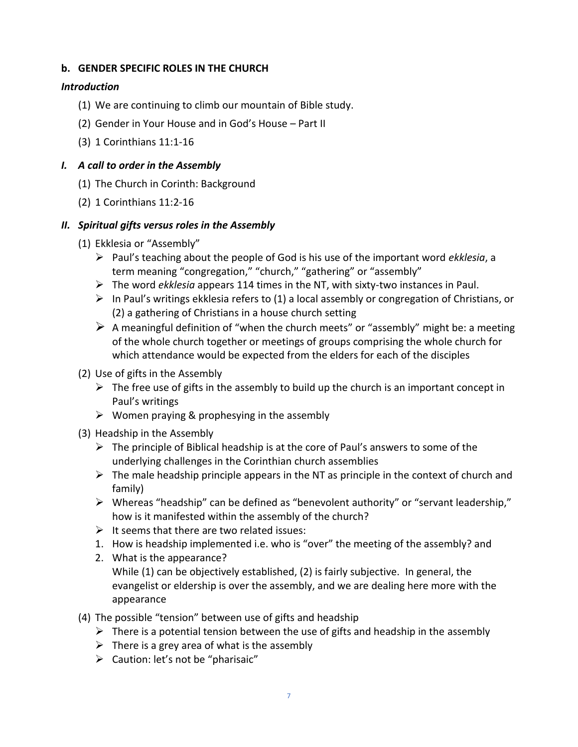### b. GENDER SPECIFIC ROLES IN THE CHURCH

***Introduction***

(1) We are continuing to climb our mountain of Bible study.

(2) Gender in Your House and in God's House – Part II

(3) 1 Corinthians 11:1-16

### *I. A call to order in the Assembly*

(1) The Church in Corinth: Background

(2) 1 Corinthians 11:2-16

### *II. Spiritual gifts versus roles in the Assembly*

(1) Ekklesia or "Assembly"

- Paul's teaching about the people of God is his use of the important word *ekklesia*, a term meaning "congregation," "church," "gathering" or "assembly"
- The word *ekklesia* appears 114 times in the NT, with sixty-two instances in Paul.
- In Paul's writings ekklesia refers to (1) a local assembly or congregation of Christians, or (2) a gathering of Christians in a house church setting
- A meaningful definition of "when the church meets" or "assembly" might be: a meeting of the whole church together or meetings of groups comprising the whole church for which attendance would be expected from the elders for each of the disciples

(2) Use of gifts in the Assembly

- The free use of gifts in the assembly to build up the church is an important concept in Paul's writings
- Women praying & prophesying in the assembly

(3) Headship in the Assembly

- The principle of Biblical headship is at the core of Paul's answers to some of the underlying challenges in the Corinthian church assemblies
- The male headship principle appears in the NT as principle in the context of church and family)
- Whereas "headship" can be defined as "benevolent authority" or "servant leadership," how is it manifested within the assembly of the church?
- It seems that there are two related issues:

1. How is headship implemented i.e. who is "over" the meeting of the assembly? and
2. What is the appearance?
   While (1) can be objectively established, (2) is fairly subjective. In general, the evangelist or eldership is over the assembly, and we are dealing here more with the appearance

(4) The possible "tension" between use of gifts and headship

- There is a potential tension between the use of gifts and headship in the assembly
- There is a grey area of what is the assembly
- Caution: let's not be "pharisaic"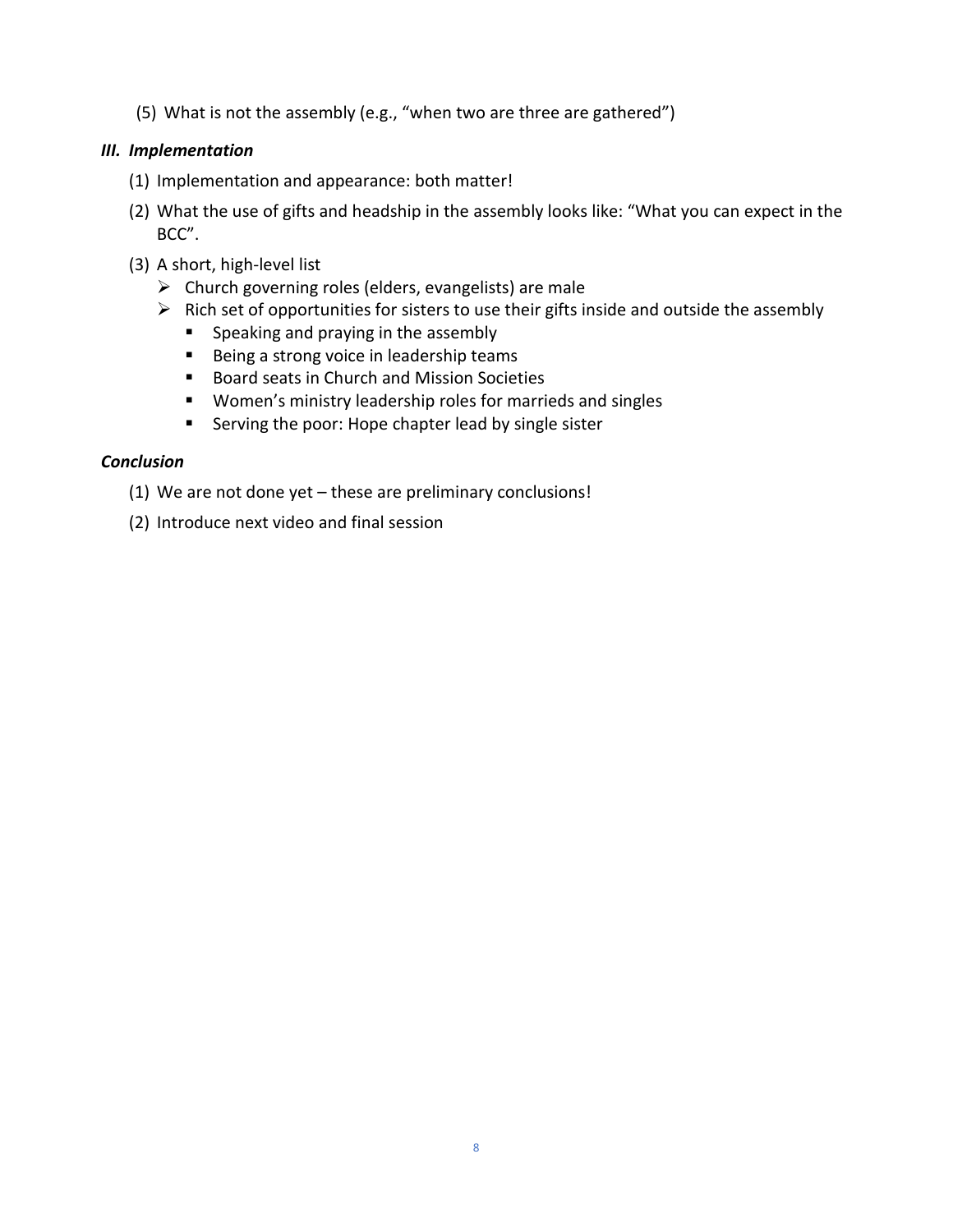(5) What is not the assembly (e.g., "when two are three are gathered")

### *III. Implementation*

(1) Implementation and appearance: both matter!

(2) What the use of gifts and headship in the assembly looks like: "What you can expect in the BCC".

(3) A short, high-level list

- Church governing roles (elders, evangelists) are male
- Rich set of opportunities for sisters to use their gifts inside and outside the assembly
  - Speaking and praying in the assembly
  - Being a strong voice in leadership teams
  - Board seats in Church and Mission Societies
  - Women's ministry leadership roles for marrieds and singles
  - Serving the poor: Hope chapter lead by single sister

### *Conclusion*

(1) We are not done yet – these are preliminary conclusions!

(2) Introduce next video and final session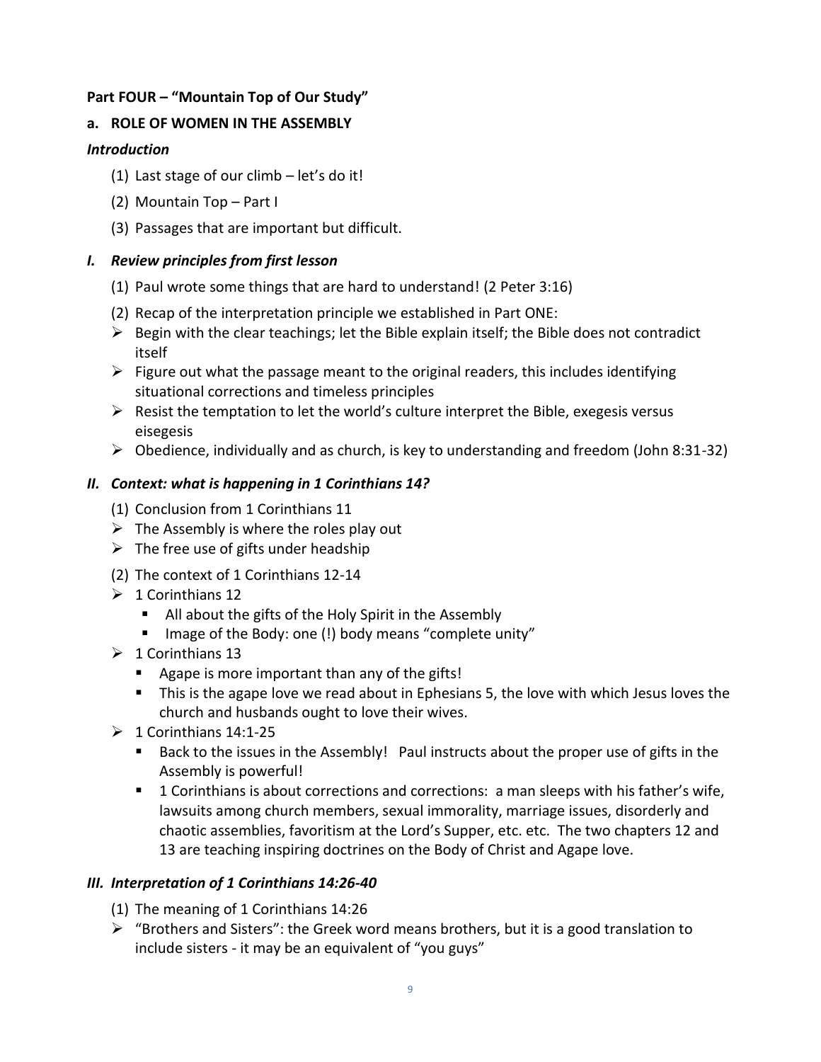**Part FOUR – "Mountain Top of Our Study"**

**a. ROLE OF WOMEN IN THE ASSEMBLY**

***Introduction***

(1) Last stage of our climb – let's do it!

(2) Mountain Top – Part I

(3) Passages that are important but difficult.

### *I. Review principles from first lesson*

(1) Paul wrote some things that are hard to understand! (2 Peter 3:16)

(2) Recap of the interpretation principle we established in Part ONE:

- Begin with the clear teachings; let the Bible explain itself; the Bible does not contradict itself
- Figure out what the passage meant to the original readers, this includes identifying situational corrections and timeless principles
- Resist the temptation to let the world's culture interpret the Bible, exegesis versus eisegesis
- Obedience, individually and as church, is key to understanding and freedom (John 8:31-32)

### *II. Context: what is happening in 1 Corinthians 14?*

(1) Conclusion from 1 Corinthians 11

- The Assembly is where the roles play out
- The free use of gifts under headship

(2) The context of 1 Corinthians 12-14

- 1 Corinthians 12
  - All about the gifts of the Holy Spirit in the Assembly
  - Image of the Body: one (!) body means "complete unity"
- 1 Corinthians 13
  - Agape is more important than any of the gifts!
  - This is the agape love we read about in Ephesians 5, the love with which Jesus loves the church and husbands ought to love their wives.
- 1 Corinthians 14:1-25
  - Back to the issues in the Assembly! Paul instructs about the proper use of gifts in the Assembly is powerful!
  - 1 Corinthians is about corrections and corrections: a man sleeps with his father's wife, lawsuits among church members, sexual immorality, marriage issues, disorderly and chaotic assemblies, favoritism at the Lord's Supper, etc. etc. The two chapters 12 and 13 are teaching inspiring doctrines on the Body of Christ and Agape love.

### *III. Interpretation of 1 Corinthians 14:26-40*

(1) The meaning of 1 Corinthians 14:26

- "Brothers and Sisters": the Greek word means brothers, but it is a good translation to include sisters - it may be an equivalent of "you guys"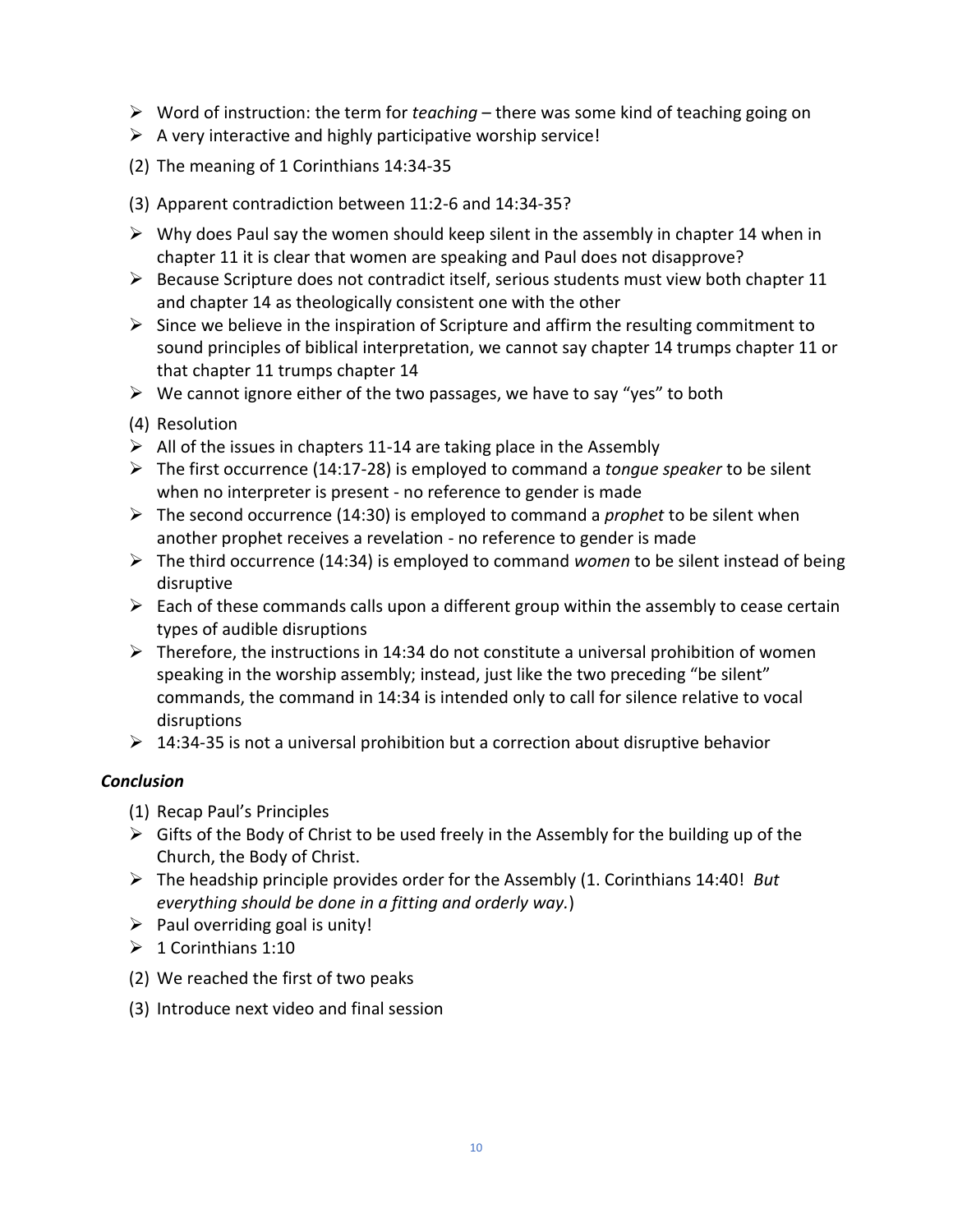- Word of instruction: the term for *teaching* – there was some kind of teaching going on
- A very interactive and highly participative worship service!

(2) The meaning of 1 Corinthians 14:34-35

(3) Apparent contradiction between 11:2-6 and 14:34-35?

- Why does Paul say the women should keep silent in the assembly in chapter 14 when in chapter 11 it is clear that women are speaking and Paul does not disapprove?
- Because Scripture does not contradict itself, serious students must view both chapter 11 and chapter 14 as theologically consistent one with the other
- Since we believe in the inspiration of Scripture and affirm the resulting commitment to sound principles of biblical interpretation, we cannot say chapter 14 trumps chapter 11 or that chapter 11 trumps chapter 14
- We cannot ignore either of the two passages, we have to say "yes" to both

(4) Resolution

- All of the issues in chapters 11-14 are taking place in the Assembly
- The first occurrence (14:17-28) is employed to command a *tongue speaker* to be silent when no interpreter is present - no reference to gender is made
- The second occurrence (14:30) is employed to command a *prophet* to be silent when another prophet receives a revelation - no reference to gender is made
- The third occurrence (14:34) is employed to command *women* to be silent instead of being disruptive
- Each of these commands calls upon a different group within the assembly to cease certain types of audible disruptions
- Therefore, the instructions in 14:34 do not constitute a universal prohibition of women speaking in the worship assembly; instead, just like the two preceding "be silent" commands, the command in 14:34 is intended only to call for silence relative to vocal disruptions
- 14:34-35 is not a universal prohibition but a correction about disruptive behavior

### *Conclusion*

(1) Recap Paul's Principles

- Gifts of the Body of Christ to be used freely in the Assembly for the building up of the Church, the Body of Christ.
- The headship principle provides order for the Assembly (1. Corinthians 14:40! *But everything should be done in a fitting and orderly way.*)
- Paul overriding goal is unity!
- 1 Corinthians 1:10

(2) We reached the first of two peaks

(3) Introduce next video and final session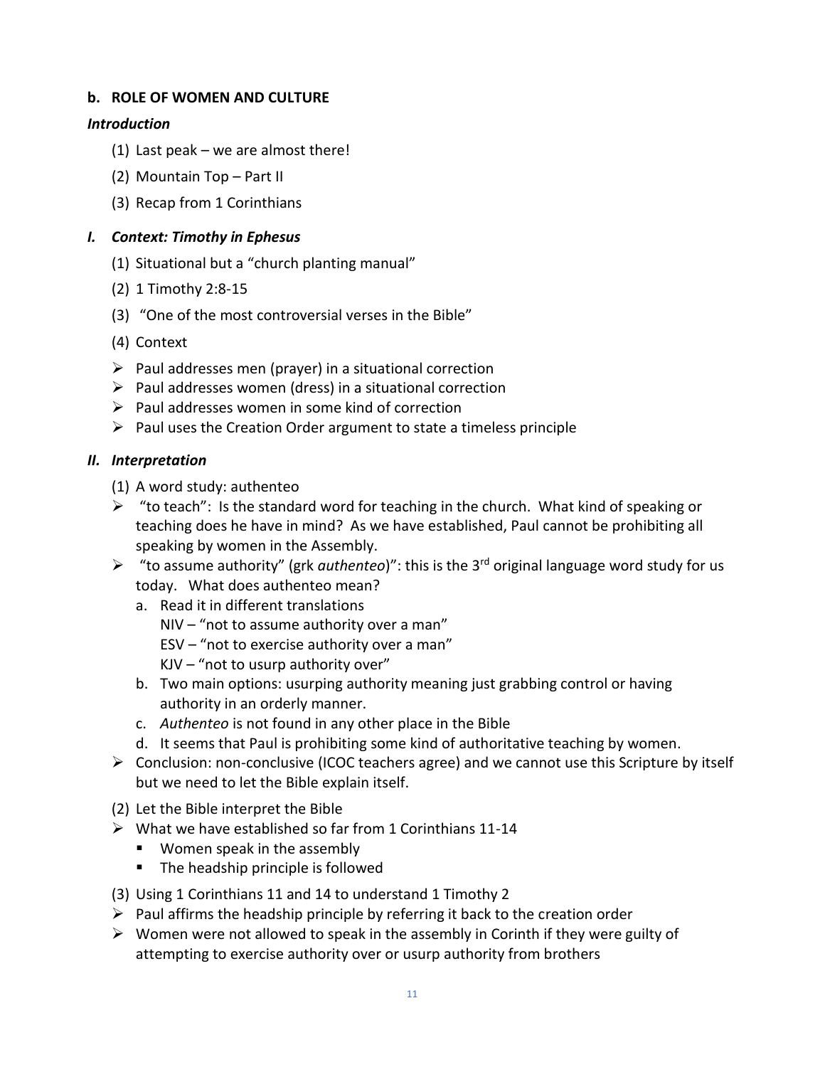### b. ROLE OF WOMEN AND CULTURE

***Introduction***

(1) Last peak – we are almost there!

(2) Mountain Top – Part II

(3) Recap from 1 Corinthians

### *I. Context: Timothy in Ephesus*

(1) Situational but a "church planting manual"

(2) 1 Timothy 2:8-15

(3) "One of the most controversial verses in the Bible"

(4) Context

- Paul addresses men (prayer) in a situational correction
- Paul addresses women (dress) in a situational correction
- Paul addresses women in some kind of correction
- Paul uses the Creation Order argument to state a timeless principle

### *II. Interpretation*

(1) A word study: authenteo

- "to teach": Is the standard word for teaching in the church. What kind of speaking or teaching does he have in mind? As we have established, Paul cannot be prohibiting all speaking by women in the Assembly.
- "to assume authority" (grk *authenteo*)": this is the 3rd original language word study for us today. What does authenteo mean?
  a. Read it in different translations
     NIV – "not to assume authority over a man"
     ESV – "not to exercise authority over a man"
     KJV – "not to usurp authority over"
  b. Two main options: usurping authority meaning just grabbing control or having authority in an orderly manner.
  c. *Authenteo* is not found in any other place in the Bible
  d. It seems that Paul is prohibiting some kind of authoritative teaching by women.
- Conclusion: non-conclusive (ICOC teachers agree) and we cannot use this Scripture by itself but we need to let the Bible explain itself.

(2) Let the Bible interpret the Bible

- What we have established so far from 1 Corinthians 11-14
  - Women speak in the assembly
  - The headship principle is followed

(3) Using 1 Corinthians 11 and 14 to understand 1 Timothy 2

- Paul affirms the headship principle by referring it back to the creation order
- Women were not allowed to speak in the assembly in Corinth if they were guilty of attempting to exercise authority over or usurp authority from brothers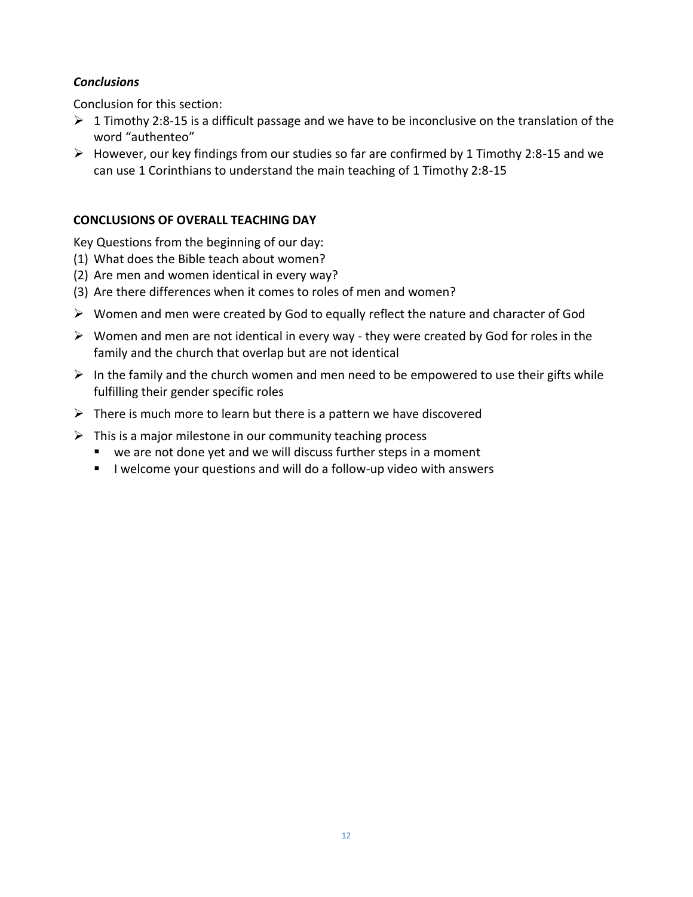### *Conclusions*

Conclusion for this section:

- 1 Timothy 2:8-15 is a difficult passage and we have to be inconclusive on the translation of the word "authenteo"
- However, our key findings from our studies so far are confirmed by 1 Timothy 2:8-15 and we can use 1 Corinthians to understand the main teaching of 1 Timothy 2:8-15

## CONCLUSIONS OF OVERALL TEACHING DAY

Key Questions from the beginning of our day:

(1) What does the Bible teach about women?
(2) Are men and women identical in every way?
(3) Are there differences when it comes to roles of men and women?

- Women and men were created by God to equally reflect the nature and character of God
- Women and men are not identical in every way - they were created by God for roles in the family and the church that overlap but are not identical
- In the family and the church women and men need to be empowered to use their gifts while fulfilling their gender specific roles
- There is much more to learn but there is a pattern we have discovered
- This is a major milestone in our community teaching process
  - we are not done yet and we will discuss further steps in a moment
  - I welcome your questions and will do a follow-up video with answers